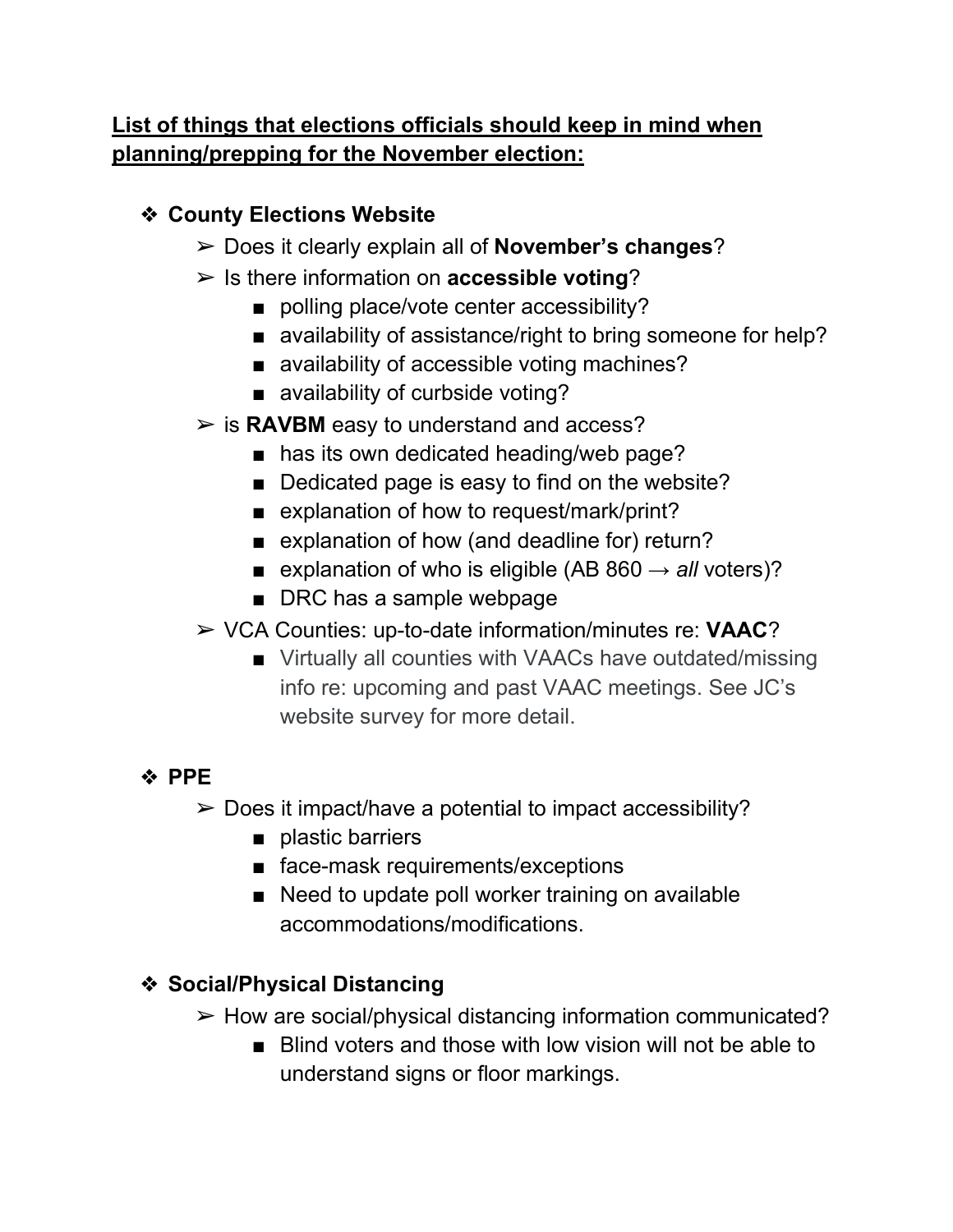**<u>List of things that elections officials should keep in mind when planning/prepping for the November election:</u>**

- **County Elections Website**
  - Does it clearly explain all of **November's changes**?
  - Is there information on **accessible voting**?
    - polling place/vote center accessibility?
    - availability of assistance/right to bring someone for help?
    - availability of accessible voting machines?
    - availability of curbside voting?
  - is **RAVBM** easy to understand and access?
    - has its own dedicated heading/web page?
    - Dedicated page is easy to find on the website?
    - explanation of how to request/mark/print?
    - explanation of how (and deadline for) return?
    - explanation of who is eligible (AB 860 → *all* voters)?
    - DRC has a sample webpage
  - VCA Counties: up-to-date information/minutes re: **VAAC**?
    - Virtually all counties with VAACs have outdated/missing info re: upcoming and past VAAC meetings. See JC's website survey for more detail.

- **PPE**
  - Does it impact/have a potential to impact accessibility?
    - plastic barriers
    - face-mask requirements/exceptions
    - Need to update poll worker training on available accommodations/modifications.

- **Social/Physical Distancing**
  - How are social/physical distancing information communicated?
    - Blind voters and those with low vision will not be able to understand signs or floor markings.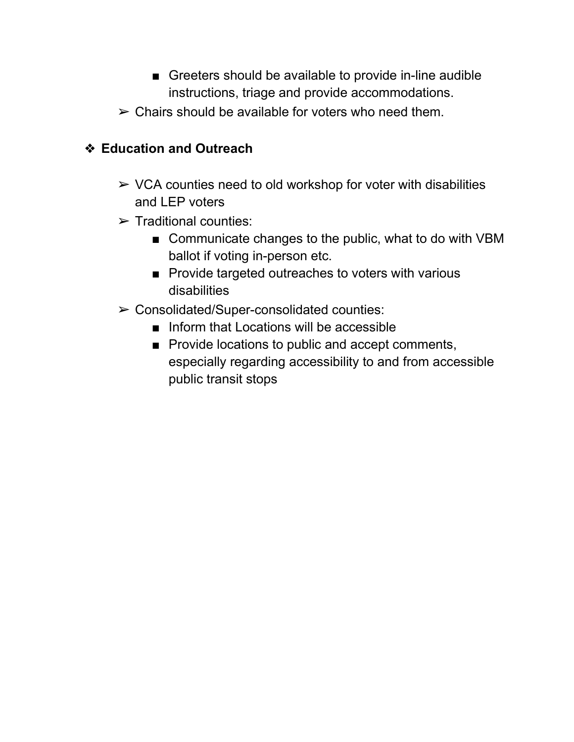- Greeters should be available to provide in-line audible instructions, triage and provide accommodations.
- Chairs should be available for voters who need them.

## Education and Outreach

- VCA counties need to old workshop for voter with disabilities and LEP voters
- Traditional counties:
    - Communicate changes to the public, what to do with VBM ballot if voting in-person etc.
    - Provide targeted outreaches to voters with various disabilities
- Consolidated/Super-consolidated counties:
    - Inform that Locations will be accessible
    - Provide locations to public and accept comments, especially regarding accessibility to and from accessible public transit stops